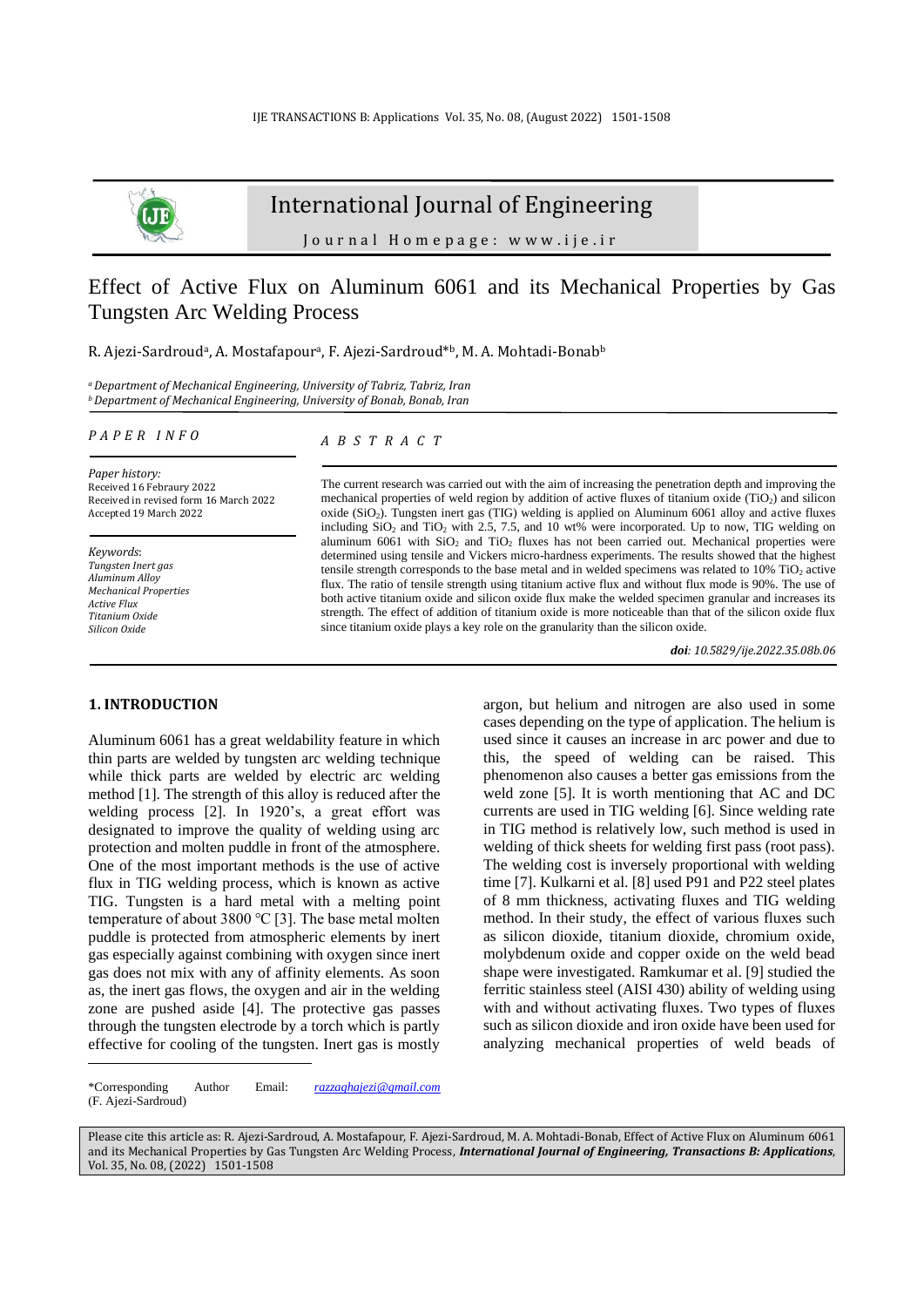# Effect of Active Flux on Aluminum 6061 and its Mechanical Properties by Gas Tungsten Arc Welding Process

R. Ajezi-Sardroud[a], A. Mostafapour[a], F. Ajezi-Sardroud*[b], M. A. Mohtadi-Bonab[b]

[a] *Department of Mechanical Engineering, University of Tabriz, Tabriz, Iran*
[b] *Department of Mechanical Engineering, University of Bonab, Bonab, Iran*

*P A P E R   I N F O*

*Paper history:*
Received 16 Febraury 2022
Received in revised form 16 March 2022
Accepted 19 March 2022

*Keywords*:
*Tungsten Inert gas*
*Aluminum Alloy*
*Mechanical Properties*
*Active Flux*
*Titanium Oxide*
*Silicon Oxide*

*A B S T R A C T*

The current research was carried out with the aim of increasing the penetration depth and improving the mechanical properties of weld region by addition of active fluxes of titanium oxide ($TiO_2$) and silicon oxide ($SiO_2$). Tungsten inert gas (TIG) welding is applied on Aluminum 6061 alloy and active fluxes including $SiO_2$ and $TiO_2$ with 2.5, 7.5, and 10 wt% were incorporated. Up to now, TIG welding on aluminum 6061 with $SiO_2$ and $TiO_2$ fluxes has not been carried out. Mechanical properties were determined using tensile and Vickers micro-hardness experiments. The results showed that the highest tensile strength corresponds to the base metal and in welded specimens was related to 10% $TiO_2$ active flux. The ratio of tensile strength using titanium active flux and without flux mode is 90%. The use of both active titanium oxide and silicon oxide flux make the welded specimen granular and increases its strength. The effect of addition of titanium oxide is more noticeable than that of the silicon oxide flux since titanium oxide plays a key role on the granularity than the silicon oxide.

***doi**: 10.5829/ije.2022.35.08b.06*

## 1. INTRODUCTION

Aluminum 6061 has a great weldability feature in which thin parts are welded by tungsten arc welding technique while thick parts are welded by electric arc welding method [1]. The strength of this alloy is reduced after the welding process [2]. In 1920's, a great effort was designated to improve the quality of welding using arc protection and molten puddle in front of the atmosphere. One of the most important methods is the use of active flux in TIG welding process, which is known as active TIG. Tungsten is a hard metal with a melting point temperature of about 3800 °C [3]. The base metal molten puddle is protected from atmospheric elements by inert gas especially against combining with oxygen since inert gas does not mix with any of affinity elements. As soon as, the inert gas flows, the oxygen and air in the welding zone are pushed aside [4]. The protective gas passes through the tungsten electrode by a torch which is partly effective for cooling of the tungsten. Inert gas is mostly argon, but helium and nitrogen are also used in some cases depending on the type of application. The helium is used since it causes an increase in arc power and due to this, the speed of welding can be raised. This phenomenon also causes a better gas emissions from the weld zone [5]. It is worth mentioning that AC and DC currents are used in TIG welding [6]. Since welding rate in TIG method is relatively low, such method is used in welding of thick sheets for welding first pass (root pass). The welding cost is inversely proportional with welding time [7]. Kulkarni et al. [8] used P91 and P22 steel plates of 8 mm thickness, activating fluxes and TIG welding method. In their study, the effect of various fluxes such as silicon dioxide, titanium dioxide, chromium oxide, molybdenum oxide and copper oxide on the weld bead shape were investigated. Ramkumar et al. [9] studied the ferritic stainless steel (AISI 430) ability of welding using with and without activating fluxes. Two types of fluxes such as silicon dioxide and iron oxide have been used for analyzing mechanical properties of weld beads of

*Corresponding Author Email: razzaghajezi@gmail.com (F. Ajezi-Sardroud)

Please cite this article as: R. Ajezi-Sardroud, A. Mostafapour, F. Ajezi-Sardroud, M. A. Mohtadi-Bonab, Effect of Active Flux on Aluminum 6061 and its Mechanical Properties by Gas Tungsten Arc Welding Process, ***International Journal of Engineering, Transactions B: Applications***, Vol. 35, No. 08, (2022) 1501-1508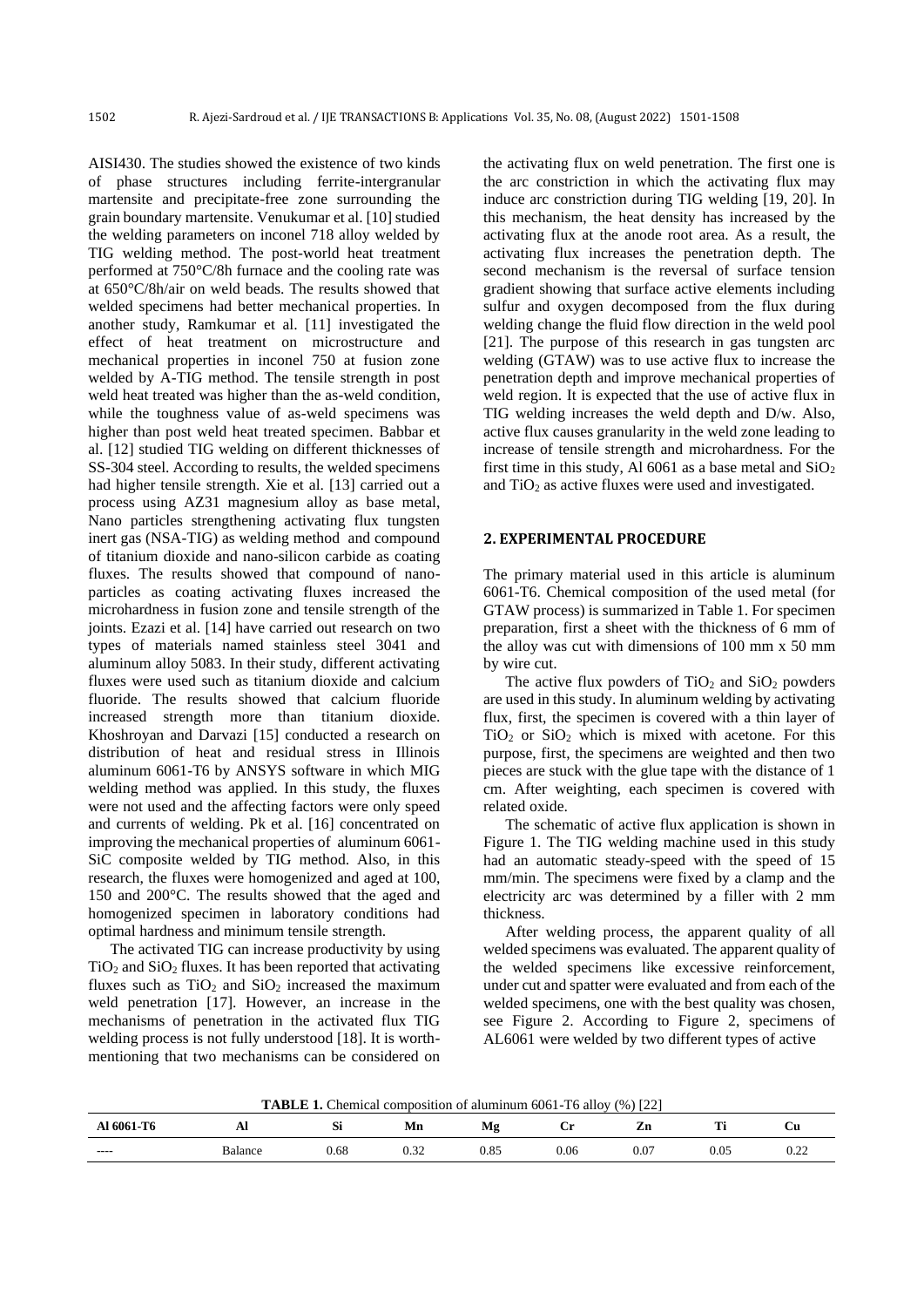AISI430. The studies showed the existence of two kinds of phase structures including ferrite-intergranular martensite and precipitate-free zone surrounding the grain boundary martensite. Venukumar et al. [10] studied the welding parameters on inconel 718 alloy welded by TIG welding method. The post-world heat treatment performed at 750°C/8h furnace and the cooling rate was at 650°C/8h/air on weld beads. The results showed that welded specimens had better mechanical properties. In another study, Ramkumar et al. [11] investigated the effect of heat treatment on microstructure and mechanical properties in inconel 750 at fusion zone welded by A-TIG method. The tensile strength in post weld heat treated was higher than the as-weld condition, while the toughness value of as-weld specimens was higher than post weld heat treated specimen. Babbar et al. [12] studied TIG welding on different thicknesses of SS-304 steel. According to results, the welded specimens had higher tensile strength. Xie et al. [13] carried out a process using AZ31 magnesium alloy as base metal, Nano particles strengthening activating flux tungsten inert gas (NSA-TIG) as welding method and compound of titanium dioxide and nano-silicon carbide as coating fluxes. The results showed that compound of nano-particles as coating activating fluxes increased the microhardness in fusion zone and tensile strength of the joints. Ezazi et al. [14] have carried out research on two types of materials named stainless steel 3041 and aluminum alloy 5083. In their study, different activating fluxes were used such as titanium dioxide and calcium fluoride. The results showed that calcium fluoride increased strength more than titanium dioxide. Khoshroyan and Darvazi [15] conducted a research on distribution of heat and residual stress in Illinois aluminum 6061-T6 by ANSYS software in which MIG welding method was applied. In this study, the fluxes were not used and the affecting factors were only speed and currents of welding. Pk et al. [16] concentrated on improving the mechanical properties of aluminum 6061-SiC composite welded by TIG method. Also, in this research, the fluxes were homogenized and aged at 100, 150 and 200°C. The results showed that the aged and homogenized specimen in laboratory conditions had optimal hardness and minimum tensile strength.

The activated TIG can increase productivity by using $TiO_2$ and $SiO_2$ fluxes. It has been reported that activating fluxes such as $TiO_2$ and $SiO_2$ increased the maximum weld penetration [17]. However, an increase in the mechanisms of penetration in the activated flux TIG welding process is not fully understood [18]. It is worth-mentioning that two mechanisms can be considered on the activating flux on weld penetration. The first one is the arc constriction in which the activating flux may induce arc constriction during TIG welding [19, 20]. In this mechanism, the heat density has increased by the activating flux at the anode root area. As a result, the activating flux increases the penetration depth. The second mechanism is the reversal of surface tension gradient showing that surface active elements including sulfur and oxygen decomposed from the flux during welding change the fluid flow direction in the weld pool [21]. The purpose of this research in gas tungsten arc welding (GTAW) was to use active flux to increase the penetration depth and improve mechanical properties of weld region. It is expected that the use of active flux in TIG welding increases the weld depth and D/w. Also, active flux causes granularity in the weld zone leading to increase of tensile strength and microhardness. For the first time in this study, Al 6061 as a base metal and $SiO_2$ and $TiO_2$ as active fluxes were used and investigated.

## 2. EXPERIMENTAL PROCEDURE

The primary material used in this article is aluminum 6061-T6. Chemical composition of the used metal (for GTAW process) is summarized in Table 1. For specimen preparation, first a sheet with the thickness of 6 mm of the alloy was cut with dimensions of 100 mm x 50 mm by wire cut.

The active flux powders of $TiO_2$ and $SiO_2$ powders are used in this study. In aluminum welding by activating flux, first, the specimen is covered with a thin layer of $TiO_2$ or $SiO_2$ which is mixed with acetone. For this purpose, first, the specimens are weighted and then two pieces are stuck with the glue tape with the distance of 1 cm. After weighting, each specimen is covered with related oxide.

The schematic of active flux application is shown in Figure 1. The TIG welding machine used in this study had an automatic steady-speed with the speed of 15 mm/min. The specimens were fixed by a clamp and the electricity arc was determined by a filler with 2 mm thickness.

After welding process, the apparent quality of all welded specimens was evaluated. The apparent quality of the welded specimens like excessive reinforcement, under cut and spatter were evaluated and from each of the welded specimens, one with the best quality was chosen, see Figure 2. According to Figure 2, specimens of AL6061 were welded by two different types of active

**TABLE 1.** Chemical composition of aluminum 6061-T6 alloy (%) [22]

| Al 6061-T6 | Al | Si | Mn | Mg | Cr | Zn | Ti | Cu |
|---|---|---|---|---|---|---|---|---|
| ---- | Balance | 0.68 | 0.32 | 0.85 | 0.06 | 0.07 | 0.05 | 0.22 |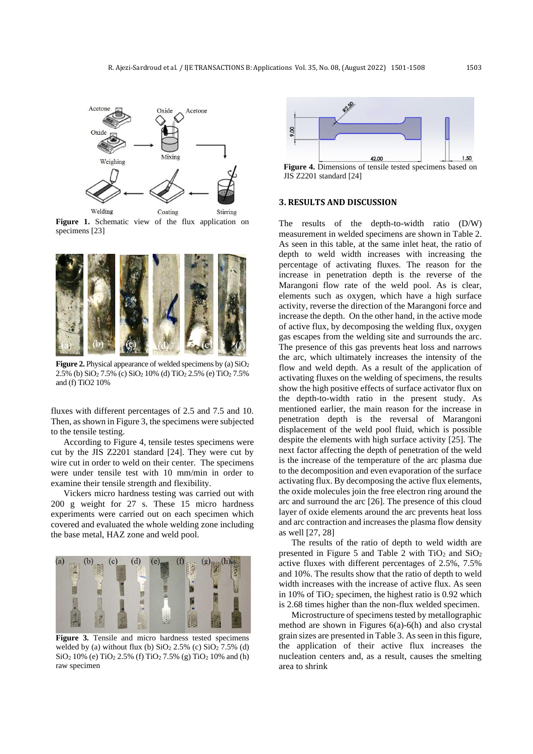Figure 1. Schematic view of the flux application on specimens [23]

Figure 2. Physical appearance of welded specimens by (a) $SiO_2$ 2.5% (b) $SiO_2$ 7.5% (c) $SiO_2$ 10% (d) $TiO_2$ 2.5% (e) $TiO_2$ 7.5% and (f) TiO2 10%

fluxes with different percentages of 2.5 and 7.5 and 10. Then, as shown in Figure 3, the specimens were subjected to the tensile testing.

According to Figure 4, tensile testes specimens were cut by the JIS Z2201 standard [24]. They were cut by wire cut in order to weld on their center. The specimens were under tensile test with 10 mm/min in order to examine their tensile strength and flexibility.

Vickers micro hardness testing was carried out with 200 g weight for 27 s. These 15 micro hardness experiments were carried out on each specimen which covered and evaluated the whole welding zone including the base metal, HAZ zone and weld pool.

Figure 3. Tensile and micro hardness tested specimens welded by (a) without flux (b) $SiO_2$ 2.5% (c) $SiO_2$ 7.5% (d) $SiO_2$ 10% (e) $TiO_2$ 2.5% (f) $TiO_2$ 7.5% (g) $TiO_2$ 10% and (h) raw specimen

Figure 4. Dimensions of tensile tested specimens based on JIS Z2201 standard [24]

## 3. RESULTS AND DISCUSSION

The results of the depth-to-width ratio (D/W) measurement in welded specimens are shown in Table 2. As seen in this table, at the same inlet heat, the ratio of depth to weld width increases with increasing the percentage of activating fluxes. The reason for the increase in penetration depth is the reverse of the Marangoni flow rate of the weld pool. As is clear, elements such as oxygen, which have a high surface activity, reverse the direction of the Marangoni force and increase the depth. On the other hand, in the active mode of active flux, by decomposing the welding flux, oxygen gas escapes from the welding site and surrounds the arc. The presence of this gas prevents heat loss and narrows the arc, which ultimately increases the intensity of the flow and weld depth. As a result of the application of activating fluxes on the welding of specimens, the results show the high positive effects of surface activator flux on the depth-to-width ratio in the present study. As mentioned earlier, the main reason for the increase in penetration depth is the reversal of Marangoni displacement of the weld pool fluid, which is possible despite the elements with high surface activity [25]. The next factor affecting the depth of penetration of the weld is the increase of the temperature of the arc plasma due to the decomposition and even evaporation of the surface activating flux. By decomposing the active flux elements, the oxide molecules join the free electron ring around the arc and surround the arc [26]. The presence of this cloud layer of oxide elements around the arc prevents heat loss and arc contraction and increases the plasma flow density as well [27, 28]

The results of the ratio of depth to weld width are presented in Figure 5 and Table 2 with $TiO_2$ and $SiO_2$ active fluxes with different percentages of 2.5%, 7.5% and 10%. The results show that the ratio of depth to weld width increases with the increase of active flux. As seen in 10% of $TiO_2$ specimen, the highest ratio is 0.92 which is 2.68 times higher than the non-flux welded specimen.

Microstructure of specimens tested by metallographic method are shown in Figures 6(a)-6(h) and also crystal grain sizes are presented in Table 3. As seen in this figure, the application of their active flux increases the nucleation centers and, as a result, causes the smelting area to shrink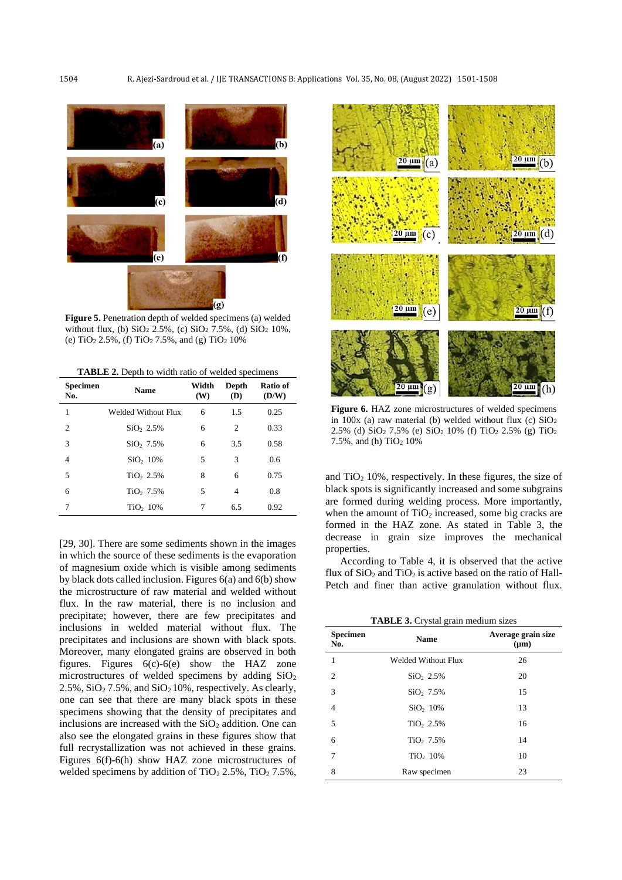Figure 5. Penetration depth of welded specimens (a) welded without flux, (b) $SiO_2$ 2.5%, (c) $SiO_2$ 7.5%, (d) $SiO_2$ 10%, (e) $TiO_2$ 2.5%, (f) $TiO_2$ 7.5%, and (g) $TiO_2$ 10%

**TABLE 2.** Depth to width ratio of welded specimens

| Specimen No. | Name | Width (W) | Depth (D) | Ratio of (D/W) |
|---|---|---|---|---|
| 1 | Welded Without Flux | 6 | 1.5 | 0.25 |
| 2 | $SiO_2$ 2.5% | 6 | 2 | 0.33 |
| 3 | $SiO_2$ 7.5% | 6 | 3.5 | 0.58 |
| 4 | $SiO_2$ 10% | 5 | 3 | 0.6 |
| 5 | $TiO_2$ 2.5% | 8 | 6 | 0.75 |
| 6 | $TiO_2$ 7.5% | 5 | 4 | 0.8 |
| 7 | $TiO_2$ 10% | 7 | 6.5 | 0.92 |

[29, 30]. There are some sediments shown in the images in which the source of these sediments is the evaporation of magnesium oxide which is visible among sediments by black dots called inclusion. Figures 6(a) and 6(b) show the microstructure of raw material and welded without flux. In the raw material, there is no inclusion and precipitate; however, there are few precipitates and inclusions in welded material without flux. The precipitates and inclusions are shown with black spots. Moreover, many elongated grains are observed in both figures. Figures 6(c)-6(e) show the HAZ zone microstructures of welded specimens by adding $SiO_2$ 2.5%, $SiO_2$ 7.5%, and $SiO_2$ 10%, respectively. As clearly, one can see that there are many black spots in these specimens showing that the density of precipitates and inclusions are increased with the $SiO_2$ addition. One can also see the elongated grains in these figures show that full recrystallization was not achieved in these grains. Figures 6(f)-6(h) show HAZ zone microstructures of welded specimens by addition of $TiO_2$ 2.5%, $TiO_2$ 7.5%, and $TiO_2$ 10%, respectively. In these figures, the size of black spots is significantly increased and some subgrains are formed during welding process. More importantly, when the amount of $TiO_2$ increased, some big cracks are formed in the HAZ zone. As stated in Table 3, the decrease in grain size improves the mechanical properties.

According to Table 4, it is observed that the active flux of $SiO_2$ and $TiO_2$ is active based on the ratio of Hall-Petch and finer than active granulation without flux.

Figure 6. HAZ zone microstructures of welded specimens in 100x (a) raw material (b) welded without flux (c) $SiO_2$ 2.5% (d) $SiO_2$ 7.5% (e) $SiO_2$ 10% (f) $TiO_2$ 2.5% (g) $TiO_2$ 7.5%, and (h) $TiO_2$ 10%

**TABLE 3.** Crystal grain medium sizes

| Specimen No. | Name | Average grain size (μm) |
|---|---|---|
| 1 | Welded Without Flux | 26 |
| 2 | $SiO_2$ 2.5% | 20 |
| 3 | $SiO_2$ 7.5% | 15 |
| 4 | $SiO_2$ 10% | 13 |
| 5 | $TiO_2$ 2.5% | 16 |
| 6 | $TiO_2$ 7.5% | 14 |
| 7 | $TiO_2$ 10% | 10 |
| 8 | Raw specimen | 23 |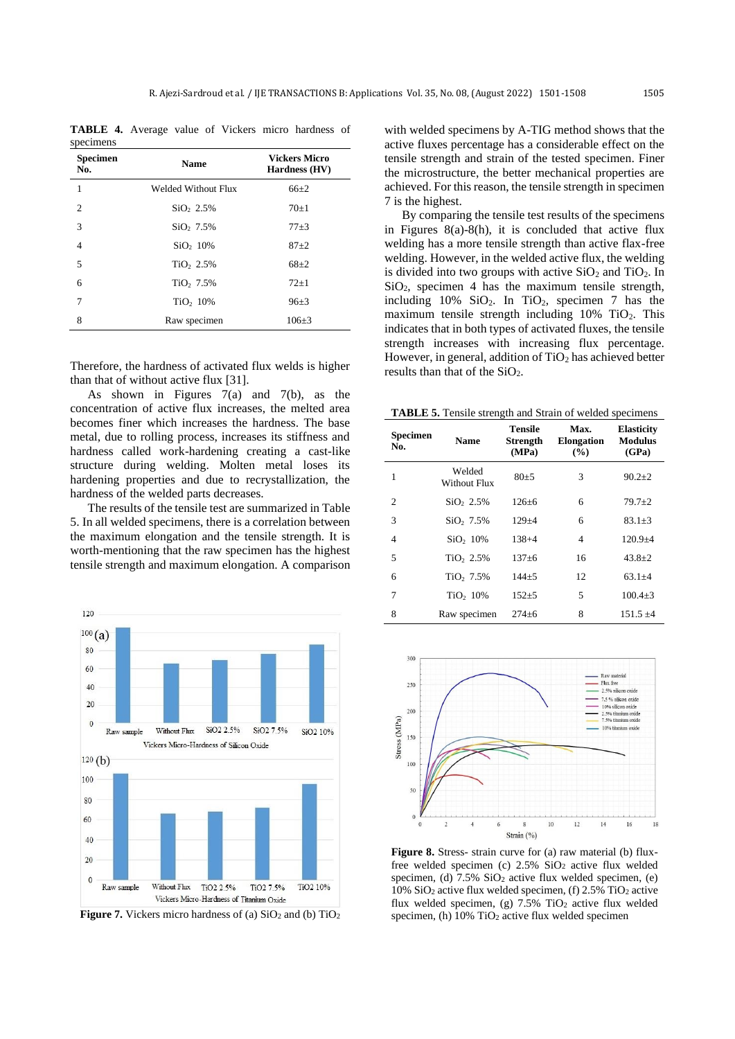**TABLE 4.** Average value of Vickers micro hardness of specimens

| Specimen No. | Name | Vickers Micro Hardness (HV) |
|---|---|---|
| 1 | Welded Without Flux | 66±2 |
| 2 | $SiO_2$ 2.5% | 70±1 |
| 3 | $SiO_2$ 7.5% | 77±3 |
| 4 | $SiO_2$ 10% | 87±2 |
| 5 | $TiO_2$ 2.5% | 68±2 |
| 6 | $TiO_2$ 7.5% | 72±1 |
| 7 | $TiO_2$ 10% | 96±3 |
| 8 | Raw specimen | 106±3 |

Therefore, the hardness of activated flux welds is higher than that of without active flux [31].

As shown in Figures 7(a) and 7(b), as the concentration of active flux increases, the melted area becomes finer which increases the hardness. The base metal, due to rolling process, increases its stiffness and hardness called work-hardening creating a cast-like structure during welding. Molten metal loses its hardening properties and due to recrystallization, the hardness of the welded parts decreases.

The results of the tensile test are summarized in Table 5. In all welded specimens, there is a correlation between the maximum elongation and the tensile strength. It is worth-mentioning that the raw specimen has the highest tensile strength and maximum elongation. A comparison with welded specimens by A-TIG method shows that the active fluxes percentage has a considerable effect on the tensile strength and strain of the tested specimen. Finer the microstructure, the better mechanical properties are achieved. For this reason, the tensile strength in specimen 7 is the highest.

By comparing the tensile test results of the specimens in Figures 8(a)-8(h), it is concluded that active flux welding has a more tensile strength than active flax-free welding. However, in the welded active flux, the welding is divided into two groups with active $SiO_2$ and $TiO_2$. In $SiO_2$, specimen 4 has the maximum tensile strength, including 10% $SiO_2$. In $TiO_2$, specimen 7 has the maximum tensile strength including 10% $TiO_2$. This indicates that in both types of activated fluxes, the tensile strength increases with increasing flux percentage. However, in general, addition of $TiO_2$ has achieved better results than that of the $SiO_2$.

**TABLE 5.** Tensile strength and Strain of welded specimens

| Specimen No. | Name | Tensile Strength (MPa) | Max. Elongation (%) | Elasticity Modulus (GPa) |
|---|---|---|---|---|
| 1 | Welded Without Flux | 80±5 | 3 | 90.2±2 |
| 2 | $SiO_2$ 2.5% | 126±6 | 6 | 79.7±2 |
| 3 | $SiO_2$ 7.5% | 129±4 | 6 | 83.1±3 |
| 4 | $SiO_2$ 10% | 138+4 | 4 | 120.9±4 |
| 5 | $TiO_2$ 2.5% | 137±6 | 16 | 43.8±2 |
| 6 | $TiO_2$ 7.5% | 144±5 | 12 | 63.1±4 |
| 7 | $TiO_2$ 10% | 152±5 | 5 | 100.4±3 |
| 8 | Raw specimen | 274±6 | 8 | 151.5 ±4 |

**Figure 7.** Vickers micro hardness of (a) $SiO_2$ and (b) $TiO_2$

**Figure 8.** Stress- strain curve for (a) raw material (b) flux-free welded specimen (c) 2.5% $SiO_2$ active flux welded specimen, (d) 7.5% $SiO_2$ active flux welded specimen, (e) 10% $SiO_2$ active flux welded specimen, (f) 2.5% $TiO_2$ active flux welded specimen, (g) 7.5% $TiO_2$ active flux welded specimen, (h) 10% $TiO_2$ active flux welded specimen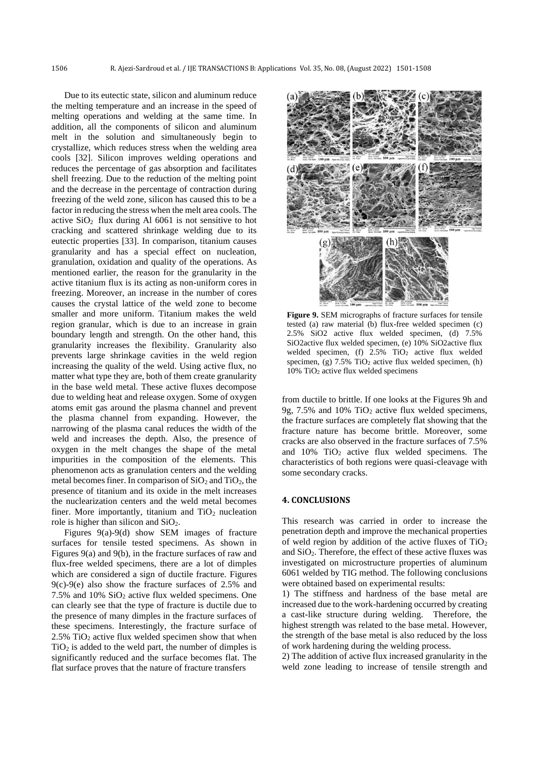Due to its eutectic state, silicon and aluminum reduce the melting temperature and an increase in the speed of melting operations and welding at the same time. In addition, all the components of silicon and aluminum melt in the solution and simultaneously begin to crystallize, which reduces stress when the welding area cools [32]. Silicon improves welding operations and reduces the percentage of gas absorption and facilitates shell freezing. Due to the reduction of the melting point and the decrease in the percentage of contraction during freezing of the weld zone, silicon has caused this to be a factor in reducing the stress when the melt area cools. The active $SiO_2$ flux during Al 6061 is not sensitive to hot cracking and scattered shrinkage welding due to its eutectic properties [33]. In comparison, titanium causes granularity and has a special effect on nucleation, granulation, oxidation and quality of the operations. As mentioned earlier, the reason for the granularity in the active titanium flux is its acting as non-uniform cores in freezing. Moreover, an increase in the number of cores causes the crystal lattice of the weld zone to become smaller and more uniform. Titanium makes the weld region granular, which is due to an increase in grain boundary length and strength. On the other hand, this granularity increases the flexibility. Granularity also prevents large shrinkage cavities in the weld region increasing the quality of the weld. Using active flux, no matter what type they are, both of them create granularity in the base weld metal. These active fluxes decompose due to welding heat and release oxygen. Some of oxygen atoms emit gas around the plasma channel and prevent the plasma channel from expanding. However, the narrowing of the plasma canal reduces the width of the weld and increases the depth. Also, the presence of oxygen in the melt changes the shape of the metal impurities in the composition of the elements. This phenomenon acts as granulation centers and the welding metal becomes finer. In comparison of $SiO_2$ and $TiO_2$, the presence of titanium and its oxide in the melt increases the nuclearization centers and the weld metal becomes finer. More importantly, titanium and $TiO_2$ nucleation role is higher than silicon and $SiO_2$.

Figures 9(a)-9(d) show SEM images of fracture surfaces for tensile tested specimens. As shown in Figures 9(a) and 9(b), in the fracture surfaces of raw and flux-free welded specimens, there are a lot of dimples which are considered a sign of ductile fracture. Figures 9(c)-9(e) also show the fracture surfaces of 2.5% and 7.5% and 10% $SiO_2$ active flux welded specimens. One can clearly see that the type of fracture is ductile due to the presence of many dimples in the fracture surfaces of these specimens. Interestingly, the fracture surface of 2.5% $TiO_2$ active flux welded specimen show that when $TiO_2$ is added to the weld part, the number of dimples is significantly reduced and the surface becomes flat. The flat surface proves that the nature of fracture transfers from ductile to brittle. If one looks at the Figures 9h and 9g, 7.5% and 10% $TiO_2$ active flux welded specimens, the fracture surfaces are completely flat showing that the fracture nature has become brittle. Moreover, some cracks are also observed in the fracture surfaces of 7.5% and 10% $TiO_2$ active flux welded specimens. The characteristics of both regions were quasi-cleavage with some secondary cracks.

**Figure 9.** SEM micrographs of fracture surfaces for tensile tested (a) raw material (b) flux-free welded specimen (c) 2.5% SiO2 active flux welded specimen, (d) 7.5% SiO2active flux welded specimen, (e) 10% SiO2active flux welded specimen, (f) 2.5% $TiO_2$ active flux welded specimen, (g) 7.5% $TiO_2$ active flux welded specimen, (h) 10% $TiO_2$ active flux welded specimens

## 4. CONCLUSIONS

This research was carried in order to increase the penetration depth and improve the mechanical properties of weld region by addition of the active fluxes of $TiO_2$ and $SiO_2$. Therefore, the effect of these active fluxes was investigated on microstructure properties of aluminum 6061 welded by TIG method. The following conclusions were obtained based on experimental results:

1) The stiffness and hardness of the base metal are increased due to the work-hardening occurred by creating a cast-like structure during welding. Therefore, the highest strength was related to the base metal. However, the strength of the base metal is also reduced by the loss of work hardening during the welding process.

2) The addition of active flux increased granularity in the weld zone leading to increase of tensile strength and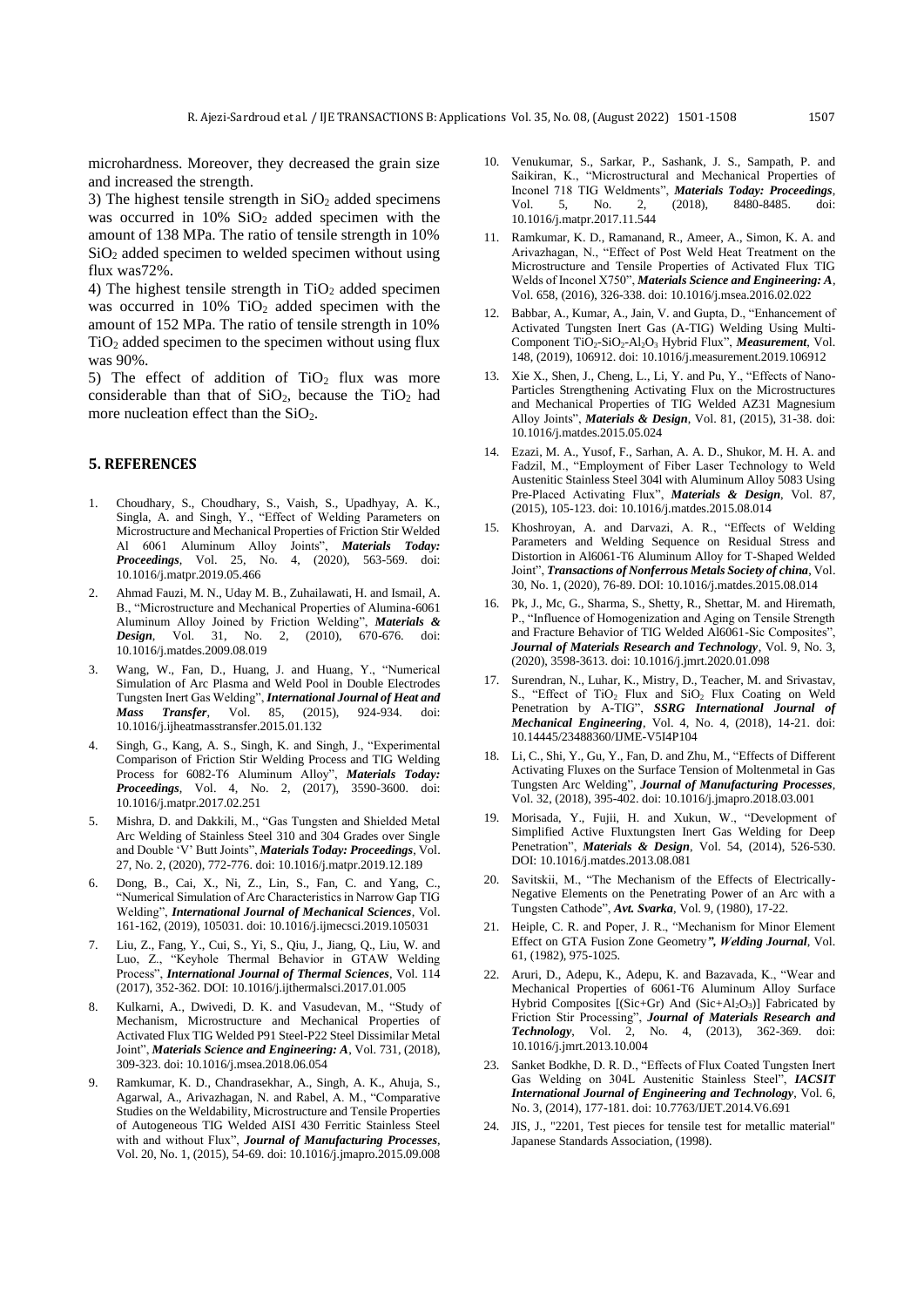microhardness. Moreover, they decreased the grain size and increased the strength.

3) The highest tensile strength in $SiO_2$ added specimens was occurred in 10% $SiO_2$ added specimen with the amount of 138 MPa. The ratio of tensile strength in 10% $SiO_2$ added specimen to welded specimen without using flux was72%.

4) The highest tensile strength in $TiO_2$ added specimen was occurred in 10% $TiO_2$ added specimen with the amount of 152 MPa. The ratio of tensile strength in 10% $TiO_2$ added specimen to the specimen without using flux was 90%.

5) The effect of addition of $TiO_2$ flux was more considerable than that of $SiO_2$, because the $TiO_2$ had more nucleation effect than the $SiO_2$.

## 5. REFERENCES

1. Choudhary, S., Choudhary, S., Vaish, S., Upadhyay, A. K., Singla, A. and Singh, Y., "Effect of Welding Parameters on Microstructure and Mechanical Properties of Friction Stir Welded Al 6061 Aluminum Alloy Joints", ***Materials Today: Proceedings***, Vol. 25, No. 4, (2020), 563-569. doi: 10.1016/j.matpr.2019.05.466
2. Ahmad Fauzi, M. N., Uday M. B., Zuhailawati, H. and Ismail, A. B., "Microstructure and Mechanical Properties of Alumina-6061 Aluminum Alloy Joined by Friction Welding", ***Materials & Design***, Vol. 31, No. 2, (2010), 670-676. doi: 10.1016/j.matdes.2009.08.019
3. Wang, W., Fan, D., Huang, J. and Huang, Y., "Numerical Simulation of Arc Plasma and Weld Pool in Double Electrodes Tungsten Inert Gas Welding", ***International Journal of Heat and Mass Transfer***, Vol. 85, (2015), 924-934. doi: 10.1016/j.ijheatmasstransfer.2015.01.132
4. Singh, G., Kang, A. S., Singh, K. and Singh, J., "Experimental Comparison of Friction Stir Welding Process and TIG Welding Process for 6082-T6 Aluminum Alloy", ***Materials Today: Proceedings***, Vol. 4, No. 2, (2017), 3590-3600. doi: 10.1016/j.matpr.2017.02.251
5. Mishra, D. and Dakkili, M., "Gas Tungsten and Shielded Metal Arc Welding of Stainless Steel 310 and 304 Grades over Single and Double 'V' Butt Joints", ***Materials Today: Proceedings***, Vol. 27, No. 2, (2020), 772-776. doi: 10.1016/j.matpr.2019.12.189
6. Dong, B., Cai, X., Ni, Z., Lin, S., Fan, C. and Yang, C., "Numerical Simulation of Arc Characteristics in Narrow Gap TIG Welding", ***International Journal of Mechanical Sciences***, Vol. 161-162, (2019), 105031. doi: 10.1016/j.ijmecsci.2019.105031
7. Liu, Z., Fang, Y., Cui, S., Yi, S., Qiu, J., Jiang, Q., Liu, W. and Luo, Z., "Keyhole Thermal Behavior in GTAW Welding Process", ***International Journal of Thermal Sciences***, Vol. 114 (2017), 352-362. DOI: 10.1016/j.ijthermalsci.2017.01.005
8. Kulkarni, A., Dwivedi, D. K. and Vasudevan, M., "Study of Mechanism, Microstructure and Mechanical Properties of Activated Flux TIG Welded P91 Steel-P22 Steel Dissimilar Metal Joint", ***Materials Science and Engineering: A***, Vol. 731, (2018), 309-323. doi: 10.1016/j.msea.2018.06.054
9. Ramkumar, K. D., Chandrasekhar, A., Singh, A. K., Ahuja, S., Agarwal, A., Arivazhagan, N. and Rabel, A. M., "Comparative Studies on the Weldability, Microstructure and Tensile Properties of Autogeneous TIG Welded AISI 430 Ferritic Stainless Steel with and without Flux", ***Journal of Manufacturing Processes***, Vol. 20, No. 1, (2015), 54-69. doi: 10.1016/j.jmapro.2015.09.008
10. Venukumar, S., Sarkar, P., Sashank, J. S., Sampath, P. and Saikiran, K., "Microstructural and Mechanical Properties of Inconel 718 TIG Weldments", ***Materials Today: Proceedings***, Vol. 5, No. 2, (2018), 8480-8485. doi: 10.1016/j.matpr.2017.11.544
11. Ramkumar, K. D., Ramanand, R., Ameer, A., Simon, K. A. and Arivazhagan, N., "Effect of Post Weld Heat Treatment on the Microstructure and Tensile Properties of Activated Flux TIG Welds of Inconel X750", ***Materials Science and Engineering: A***, Vol. 658, (2016), 326-338. doi: 10.1016/j.msea.2016.02.022
12. Babbar, A., Kumar, A., Jain, V. and Gupta, D., "Enhancement of Activated Tungsten Inert Gas (A-TIG) Welding Using Multi-Component $TiO_2$-$SiO_2$-$Al_2O_3$ Hybrid Flux", ***Measurement***, Vol. 148, (2019), 106912. doi: 10.1016/j.measurement.2019.106912
13. Xie X., Shen, J., Cheng, L., Li, Y. and Pu, Y., "Effects of Nano-Particles Strengthening Activating Flux on the Microstructures and Mechanical Properties of TIG Welded AZ31 Magnesium Alloy Joints", ***Materials & Design***, Vol. 81, (2015), 31-38. doi: 10.1016/j.matdes.2015.05.024
14. Ezazi, M. A., Yusof, F., Sarhan, A. A. D., Shukor, M. H. A. and Fadzil, M., "Employment of Fiber Laser Technology to Weld Austenitic Stainless Steel 304l with Aluminum Alloy 5083 Using Pre-Placed Activating Flux", ***Materials & Design***, Vol. 87, (2015), 105-123. doi: 10.1016/j.matdes.2015.08.014
15. Khoshroyan, A. and Darvazi, A. R., "Effects of Welding Parameters and Welding Sequence on Residual Stress and Distortion in Al6061-T6 Aluminum Alloy for T-Shaped Welded Joint", ***Transactions of Nonferrous Metals Society of china***, Vol. 30, No. 1, (2020), 76-89. DOI: 10.1016/j.matdes.2015.08.014
16. Pk, J., Mc, G., Sharma, S., Shetty, R., Shettar, M. and Hiremath, P., "Influence of Homogenization and Aging on Tensile Strength and Fracture Behavior of TIG Welded Al6061-Sic Composites", ***Journal of Materials Research and Technology***, Vol. 9, No. 3, (2020), 3598-3613. doi: 10.1016/j.jmrt.2020.01.098
17. Surendran, N., Luhar, K., Mistry, D., Teacher, M. and Srivastav, S., "Effect of $TiO_2$ Flux and $SiO_2$ Flux Coating on Weld Penetration by A-TIG", ***SSRG International Journal of Mechanical Engineering***, Vol. 4, No. 4, (2018), 14-21. doi: 10.14445/23488360/IJME-V5I4P104
18. Li, C., Shi, Y., Gu, Y., Fan, D. and Zhu, M., "Effects of Different Activating Fluxes on the Surface Tension of Moltenmetal in Gas Tungsten Arc Welding", ***Journal of Manufacturing Processes***, Vol. 32, (2018), 395-402. doi: 10.1016/j.jmapro.2018.03.001
19. Morisada, Y., Fujii, H. and Xukun, W., "Development of Simplified Active Fluxtungsten Inert Gas Welding for Deep Penetration", ***Materials & Design***, Vol. 54, (2014), 526-530. DOI: 10.1016/j.matdes.2013.08.081
20. Savitskii, M., "The Mechanism of the Effects of Electrically-Negative Elements on the Penetrating Power of an Arc with a Tungsten Cathode", ***Avt. Svarka***, Vol. 9, (1980), 17-22.
21. Heiple, C. R. and Poper, J. R., "Mechanism for Minor Element Effect on GTA Fusion Zone Geometry***", Welding Journal***, Vol. 61, (1982), 975-1025.
22. Aruri, D., Adepu, K., Adepu, K. and Bazavada, K., "Wear and Mechanical Properties of 6061-T6 Aluminum Alloy Surface Hybrid Composites [(Sic+Gr) And (Sic+$Al_2O_3$)] Fabricated by Friction Stir Processing", ***Journal of Materials Research and Technology***, Vol. 2, No. 4, (2013), 362-369. doi: 10.1016/j.jmrt.2013.10.004
23. Sanket Bodkhe, D. R. D., "Effects of Flux Coated Tungsten Inert Gas Welding on 304L Austenitic Stainless Steel", ***IACSIT International Journal of Engineering and Technology***, Vol. 6, No. 3, (2014), 177-181. doi: 10.7763/IJET.2014.V6.691
24. JIS, J., "2201, Test pieces for tensile test for metallic material" Japanese Standards Association, (1998).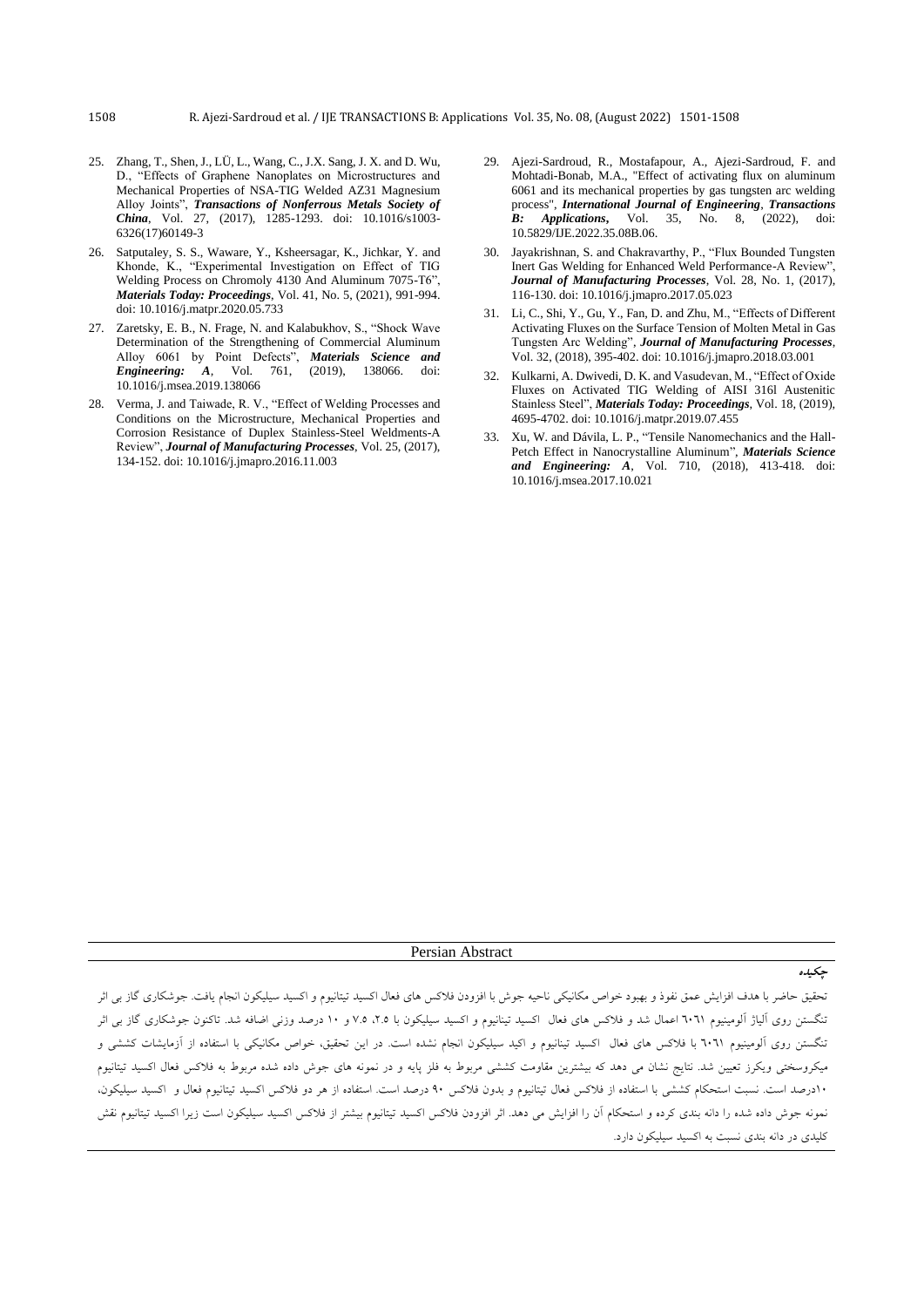25. Zhang, T., Shen, J., LÜ, L., Wang, C., J.X. Sang, J. X. and D. Wu, D., "Effects of Graphene Nanoplates on Microstructures and Mechanical Properties of NSA-TIG Welded AZ31 Magnesium Alloy Joints", ***Transactions of Nonferrous Metals Society of China***, Vol. 27, (2017), 1285-1293. doi: 10.1016/s1003-6326(17)60149-3

26. Satputaley, S. S., Waware, Y., Ksheersagar, K., Jichkar, Y. and Khonde, K., "Experimental Investigation on Effect of TIG Welding Process on Chromoly 4130 And Aluminum 7075-T6", ***Materials Today: Proceedings***, Vol. 41, No. 5, (2021), 991-994. doi: 10.1016/j.matpr.2020.05.733

27. Zaretsky, E. B., N. Frage, N. and Kalabukhov, S., "Shock Wave Determination of the Strengthening of Commercial Aluminum Alloy 6061 by Point Defects", ***Materials Science and Engineering: A***, Vol. 761, (2019), 138066. doi: 10.1016/j.msea.2019.138066

28. Verma, J. and Taiwade, R. V., "Effect of Welding Processes and Conditions on the Microstructure, Mechanical Properties and Corrosion Resistance of Duplex Stainless-Steel Weldments-A Review", ***Journal of Manufacturing Processes***, Vol. 25, (2017), 134-152. doi: 10.1016/j.jmapro.2016.11.003

29. Ajezi-Sardroud, R., Mostafapour, A., Ajezi-Sardroud, F. and Mohtadi-Bonab, M.A., "Effect of activating flux on aluminum 6061 and its mechanical properties by gas tungsten arc welding process", ***International Journal of Engineering***, ***Transactions B: Applications***, Vol. 35, No. 8, (2022), doi: 10.5829/IJE.2022.35.08B.06.

30. Jayakrishnan, S. and Chakravarthy, P., "Flux Bounded Tungsten Inert Gas Welding for Enhanced Weld Performance-A Review", ***Journal of Manufacturing Processes***, Vol. 28, No. 1, (2017), 116-130. doi: 10.1016/j.jmapro.2017.05.023

31. Li, C., Shi, Y., Gu, Y., Fan, D. and Zhu, M., "Effects of Different Activating Fluxes on the Surface Tension of Molten Metal in Gas Tungsten Arc Welding", ***Journal of Manufacturing Processes***, Vol. 32, (2018), 395-402. doi: 10.1016/j.jmapro.2018.03.001

32. Kulkarni, A. Dwivedi, D. K. and Vasudevan, M., "Effect of Oxide Fluxes on Activated TIG Welding of AISI 316l Austenitic Stainless Steel", ***Materials Today: Proceedings***, Vol. 18, (2019), 4695-4702. doi: 10.1016/j.matpr.2019.07.455

33. Xu, W. and Dávila, L. P., "Tensile Nanomechanics and the Hall-Petch Effect in Nanocrystalline Aluminum", ***Materials Science and Engineering: A***, Vol. 710, (2018), 413-418. doi: 10.1016/j.msea.2017.10.021

## Persian Abstract

**چکیده**

تحقیق حاضر با هدف افزایش عمق نفوذ و بهبود خواص مکانیکی ناحیه جوش با افزودن فلاکس های فعال اکسید تیتانیوم و اکسید سیلیکون انجام یافت. جوشکاری گاز بی اثر تنگستن روی آلیاژ آلومینیوم ٦٠٦١ اعمال شد و فلاکس های فعال اکسید تیتانیوم و اکسید سیلیکون با ۲.۵، ۷.۵ و ۱۰ درصد وزنی اضافه شد. تاکنون جوشکاری گاز بی اثر تنگستن روی آلومینیوم ٦٠٦١ با فلاکس های فعال اکسید تیتانیوم و اکید سیلیکون انجام نشده است. در این تحقیق، خواص مکانیکی با استفاده از آزمایشات کششی و میکروسختی ویکرز تعیین شد. نتایج نشان می دهد که بیشترین مقاومت کششی مربوط به فلز پایه و در نمونه های جوش داده شده مربوط به فلاکس فعال اکسید تیتانیوم ۱۰درصد است. نسبت استحکام کششی با استفاده از فلاکس فعال تیتانیوم و بدون فلاکس ۹۰ درصد است. استفاده از هر دو فلاکس اکسید تیتانیوم فعال و اکسید سیلیکون، نمونه جوش داده شده را دانه بندی کرده و استحکام آن را افزایش می دهد. اثر افزودن فلاکس اکسید تیتانیوم بیشتر از فلاکس اکسید سیلیکون است زیرا اکسید تیتانیوم نقش کلیدی در دانه بندی نسبت به اکسید سیلیکون دارد.